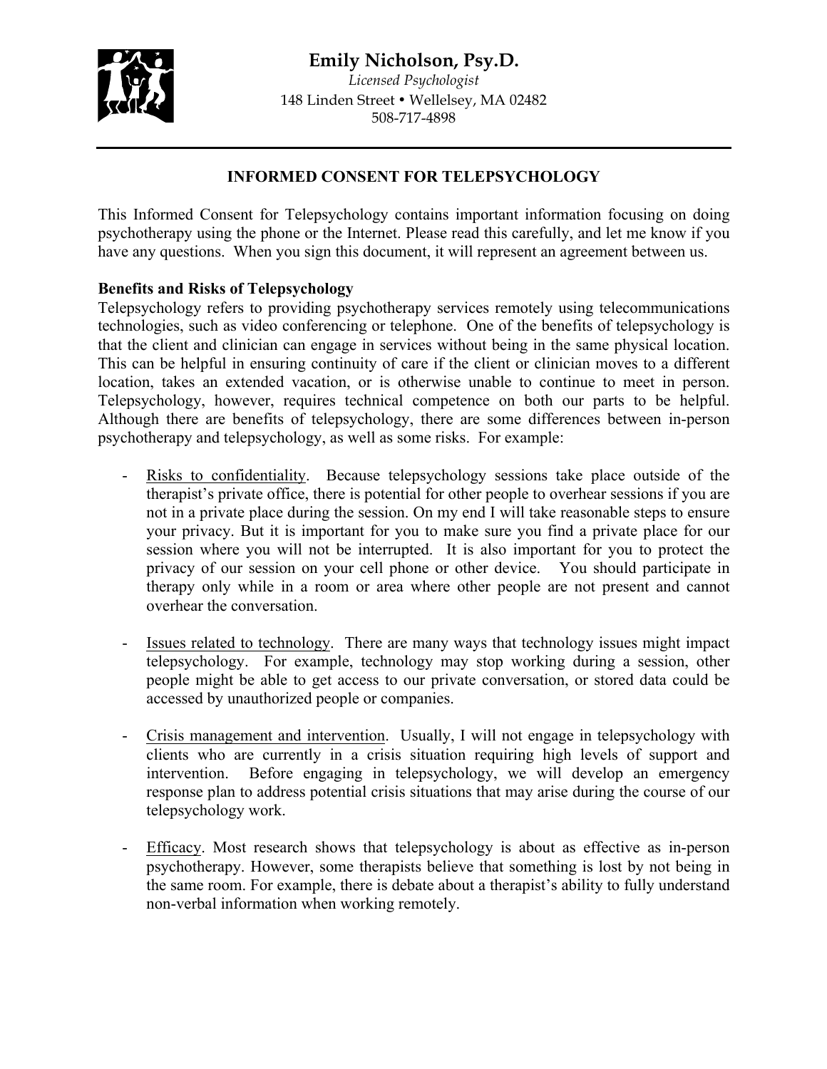# Emily Nicholson, Psy.D.

*Licensed Psychologist*
148 Linden Street • Wellesley, MA 02482
508-717-4898

---

## INFORMED CONSENT FOR TELEPSYCHOLOGY

This Informed Consent for Telepsychology contains important information focusing on doing psychotherapy using the phone or the Internet. Please read this carefully, and let me know if you have any questions. When you sign this document, it will represent an agreement between us.

**Benefits and Risks of Telepsychology**

Telepsychology refers to providing psychotherapy services remotely using telecommunications technologies, such as video conferencing or telephone. One of the benefits of telepsychology is that the client and clinician can engage in services without being in the same physical location. This can be helpful in ensuring continuity of care if the client or clinician moves to a different location, takes an extended vacation, or is otherwise unable to continue to meet in person. Telepsychology, however, requires technical competence on both our parts to be helpful. Although there are benefits of telepsychology, there are some differences between in-person psychotherapy and telepsychology, as well as some risks. For example:

- Risks to confidentiality. Because telepsychology sessions take place outside of the therapist's private office, there is potential for other people to overhear sessions if you are not in a private place during the session. On my end I will take reasonable steps to ensure your privacy. But it is important for you to make sure you find a private place for our session where you will not be interrupted. It is also important for you to protect the privacy of our session on your cell phone or other device. You should participate in therapy only while in a room or area where other people are not present and cannot overhear the conversation.

- Issues related to technology. There are many ways that technology issues might impact telepsychology. For example, technology may stop working during a session, other people might be able to get access to our private conversation, or stored data could be accessed by unauthorized people or companies.

- Crisis management and intervention. Usually, I will not engage in telepsychology with clients who are currently in a crisis situation requiring high levels of support and intervention. Before engaging in telepsychology, we will develop an emergency response plan to address potential crisis situations that may arise during the course of our telepsychology work.

- Efficacy. Most research shows that telepsychology is about as effective as in-person psychotherapy. However, some therapists believe that something is lost by not being in the same room. For example, there is debate about a therapist's ability to fully understand non-verbal information when working remotely.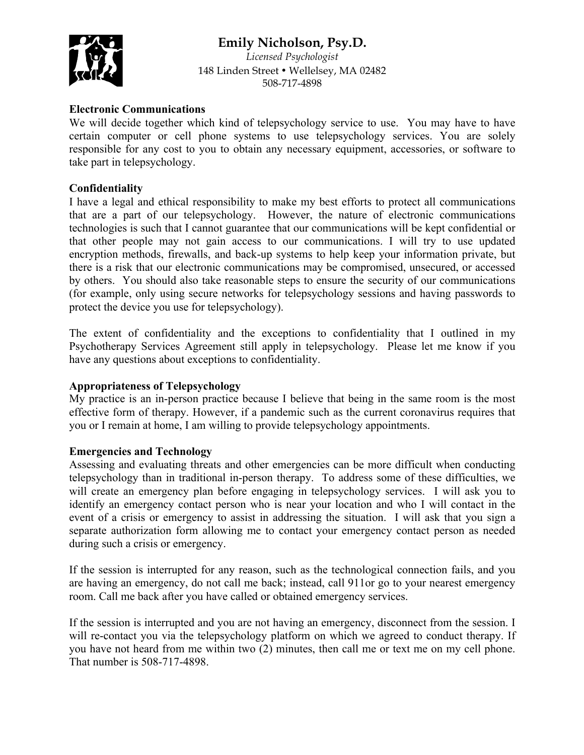# Emily Nicholson, Psy.D.

*Licensed Psychologist*
148 Linden Street • Wellelsey, MA 02482
508-717-4898

**Electronic Communications**

We will decide together which kind of telepsychology service to use. You may have to have certain computer or cell phone systems to use telepsychology services. You are solely responsible for any cost to you to obtain any necessary equipment, accessories, or software to take part in telepsychology.

**Confidentiality**

I have a legal and ethical responsibility to make my best efforts to protect all communications that are a part of our telepsychology. However, the nature of electronic communications technologies is such that I cannot guarantee that our communications will be kept confidential or that other people may not gain access to our communications. I will try to use updated encryption methods, firewalls, and back-up systems to help keep your information private, but there is a risk that our electronic communications may be compromised, unsecured, or accessed by others. You should also take reasonable steps to ensure the security of our communications (for example, only using secure networks for telepsychology sessions and having passwords to protect the device you use for telepsychology).

The extent of confidentiality and the exceptions to confidentiality that I outlined in my Psychotherapy Services Agreement still apply in telepsychology. Please let me know if you have any questions about exceptions to confidentiality.

**Appropriateness of Telepsychology**

My practice is an in-person practice because I believe that being in the same room is the most effective form of therapy. However, if a pandemic such as the current coronavirus requires that you or I remain at home, I am willing to provide telepsychology appointments.

**Emergencies and Technology**

Assessing and evaluating threats and other emergencies can be more difficult when conducting telepsychology than in traditional in-person therapy. To address some of these difficulties, we will create an emergency plan before engaging in telepsychology services. I will ask you to identify an emergency contact person who is near your location and who I will contact in the event of a crisis or emergency to assist in addressing the situation. I will ask that you sign a separate authorization form allowing me to contact your emergency contact person as needed during such a crisis or emergency.

If the session is interrupted for any reason, such as the technological connection fails, and you are having an emergency, do not call me back; instead, call 911or go to your nearest emergency room. Call me back after you have called or obtained emergency services.

If the session is interrupted and you are not having an emergency, disconnect from the session. I will re-contact you via the telepsychology platform on which we agreed to conduct therapy. If you have not heard from me within two (2) minutes, then call me or text me on my cell phone. That number is 508-717-4898.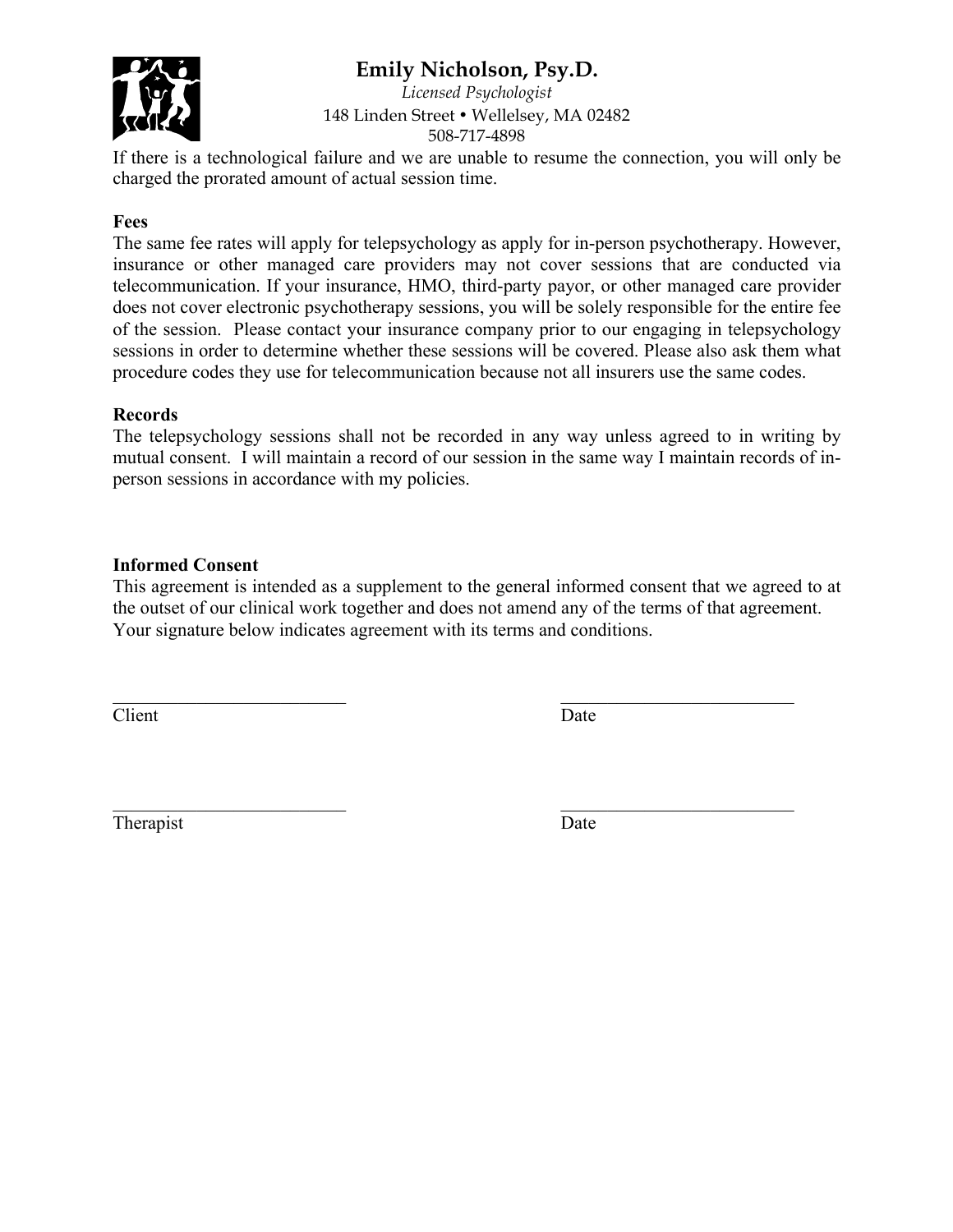If there is a technological failure and we are unable to resume the connection, you will only be charged the prorated amount of actual session time.

**Fees**

The same fee rates will apply for telepsychology as apply for in-person psychotherapy. However, insurance or other managed care providers may not cover sessions that are conducted via telecommunication. If your insurance, HMO, third-party payor, or other managed care provider does not cover electronic psychotherapy sessions, you will be solely responsible for the entire fee of the session. Please contact your insurance company prior to our engaging in telepsychology sessions in order to determine whether these sessions will be covered. Please also ask them what procedure codes they use for telecommunication because not all insurers use the same codes.

**Records**

The telepsychology sessions shall not be recorded in any way unless agreed to in writing by mutual consent. I will maintain a record of our session in the same way I maintain records of in-person sessions in accordance with my policies.

**Informed Consent**

This agreement is intended as a supplement to the general informed consent that we agreed to at the outset of our clinical work together and does not amend any of the terms of that agreement. Your signature below indicates agreement with its terms and conditions.

\_\_\_\_\_\_\_\_\_\_\_\_\_\_\_\_\_\_\_\_\_\_\_\_\_\_ \_\_\_\_\_\_\_\_\_\_\_\_\_\_\_\_\_\_\_\_\_\_\_\_\_\_

Client Date

\_\_\_\_\_\_\_\_\_\_\_\_\_\_\_\_\_\_\_\_\_\_\_\_\_\_ \_\_\_\_\_\_\_\_\_\_\_\_\_\_\_\_\_\_\_\_\_\_\_\_\_\_

Therapist Date